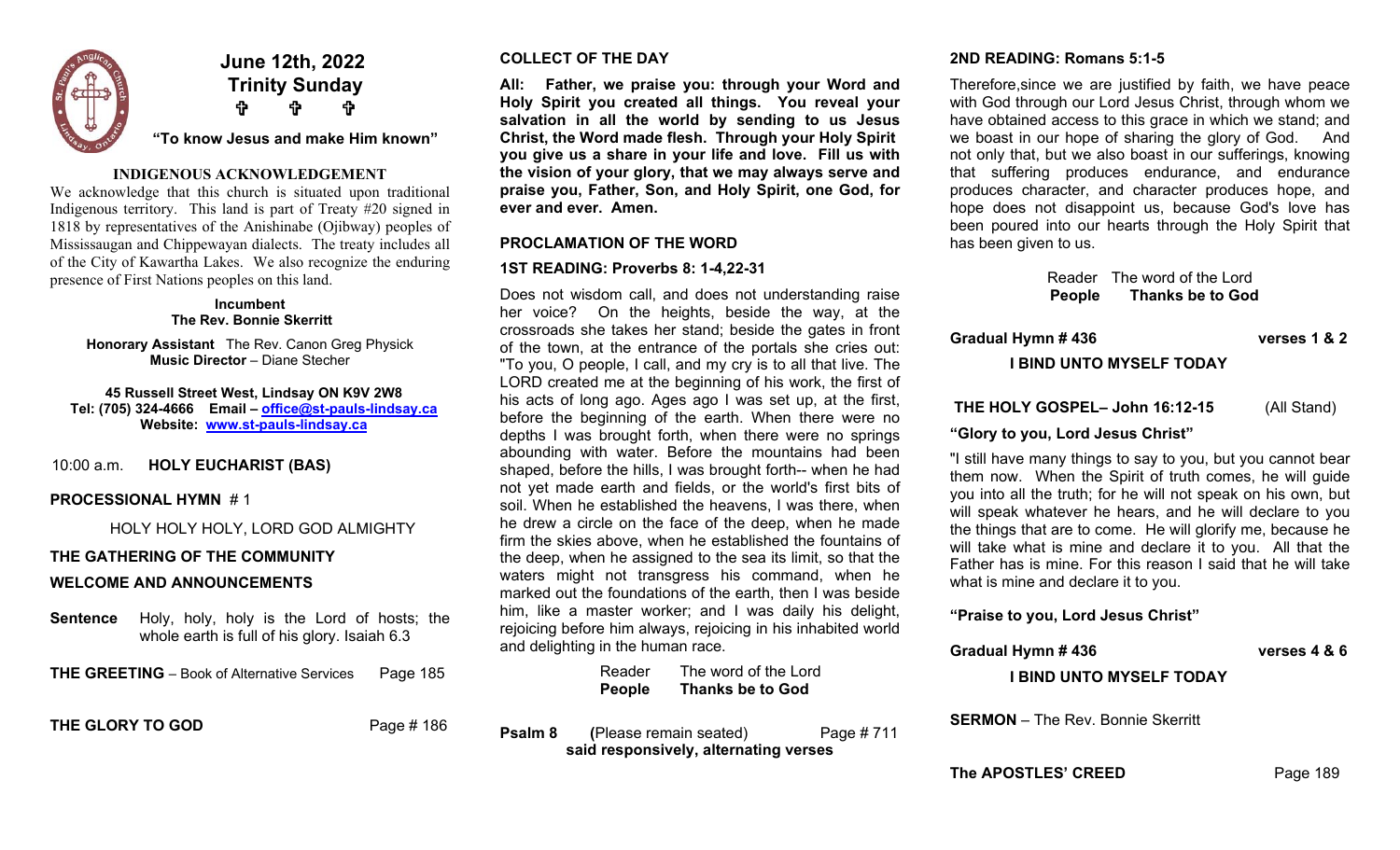# June 12th, 2022
## Trinity Sunday

✞ ✞ ✞

**"To know Jesus and make Him known"**

### INDIGENOUS ACKNOWLEDGEMENT

We acknowledge that this church is situated upon traditional Indigenous territory. This land is part of Treaty #20 signed in 1818 by representatives of the Anishinabe (Ojibway) peoples of Mississaugan and Chippewayan dialects. The treaty includes all of the City of Kawartha Lakes. We also recognize the enduring presence of First Nations peoples on this land.

**Incumbent**
**The Rev. Bonnie Skerritt**

**Honorary Assistant** The Rev. Canon Greg Physick
**Music Director** – Diane Stecher

**45 Russell Street West, Lindsay ON K9V 2W8**
**Tel: (705) 324-4666 Email – office@st-pauls-lindsay.ca**
**Website: www.st-pauls-lindsay.ca**

10:00 a.m. **HOLY EUCHARIST (BAS)**

**PROCESSIONAL HYMN** # 1

HOLY HOLY HOLY, LORD GOD ALMIGHTY

**THE GATHERING OF THE COMMUNITY**

**WELCOME AND ANNOUNCEMENTS**

**Sentence** Holy, holy, holy is the Lord of hosts; the whole earth is full of his glory. Isaiah 6.3

**THE GREETING** – Book of Alternative Services Page 185

**THE GLORY TO GOD** Page # 186

**COLLECT OF THE DAY**

**All: Father, we praise you: through your Word and Holy Spirit you created all things. You reveal your salvation in all the world by sending to us Jesus Christ, the Word made flesh. Through your Holy Spirit you give us a share in your life and love. Fill us with the vision of your glory, that we may always serve and praise you, Father, Son, and Holy Spirit, one God, for ever and ever. Amen.**

**PROCLAMATION OF THE WORD**

**1ST READING: Proverbs 8: 1-4,22-31**

Does not wisdom call, and does not understanding raise her voice? On the heights, beside the way, at the crossroads she takes her stand; beside the gates in front of the town, at the entrance of the portals she cries out: "To you, O people, I call, and my cry is to all that live. The LORD created me at the beginning of his work, the first of his acts of long ago. Ages ago I was set up, at the first, before the beginning of the earth. When there were no depths I was brought forth, when there were no springs abounding with water. Before the mountains had been shaped, before the hills, I was brought forth-- when he had not yet made earth and fields, or the world's first bits of soil. When he established the heavens, I was there, when he drew a circle on the face of the deep, when he made firm the skies above, when he established the fountains of the deep, when he assigned to the sea its limit, so that the waters might not transgress his command, when he marked out the foundations of the earth, then I was beside him, like a master worker; and I was daily his delight, rejoicing before him always, rejoicing in his inhabited world and delighting in the human race.

Reader The word of the Lord
**People Thanks be to God**

**Psalm 8** **(**Please remain seated) Page # 711
**said responsively, alternating verses**

**2ND READING: Romans 5:1-5**

Therefore,since we are justified by faith, we have peace with God through our Lord Jesus Christ, through whom we have obtained access to this grace in which we stand; and we boast in our hope of sharing the glory of God. And not only that, but we also boast in our sufferings, knowing that suffering produces endurance, and endurance produces character, and character produces hope, and hope does not disappoint us, because God's love has been poured into our hearts through the Holy Spirit that has been given to us.

Reader The word of the Lord
**People Thanks be to God**

**Gradual Hymn # 436** **verses 1 & 2**

**I BIND UNTO MYSELF TODAY**

**THE HOLY GOSPEL– John 16:12-15** (All Stand)

**"Glory to you, Lord Jesus Christ"**

"I still have many things to say to you, but you cannot bear them now. When the Spirit of truth comes, he will guide you into all the truth; for he will not speak on his own, but will speak whatever he hears, and he will declare to you the things that are to come. He will glorify me, because he will take what is mine and declare it to you. All that the Father has is mine. For this reason I said that he will take what is mine and declare it to you.

**"Praise to you, Lord Jesus Christ"**

**Gradual Hymn # 436** **verses 4 & 6**

**I BIND UNTO MYSELF TODAY**

**SERMON** – The Rev. Bonnie Skerritt

**The APOSTLES' CREED** Page 189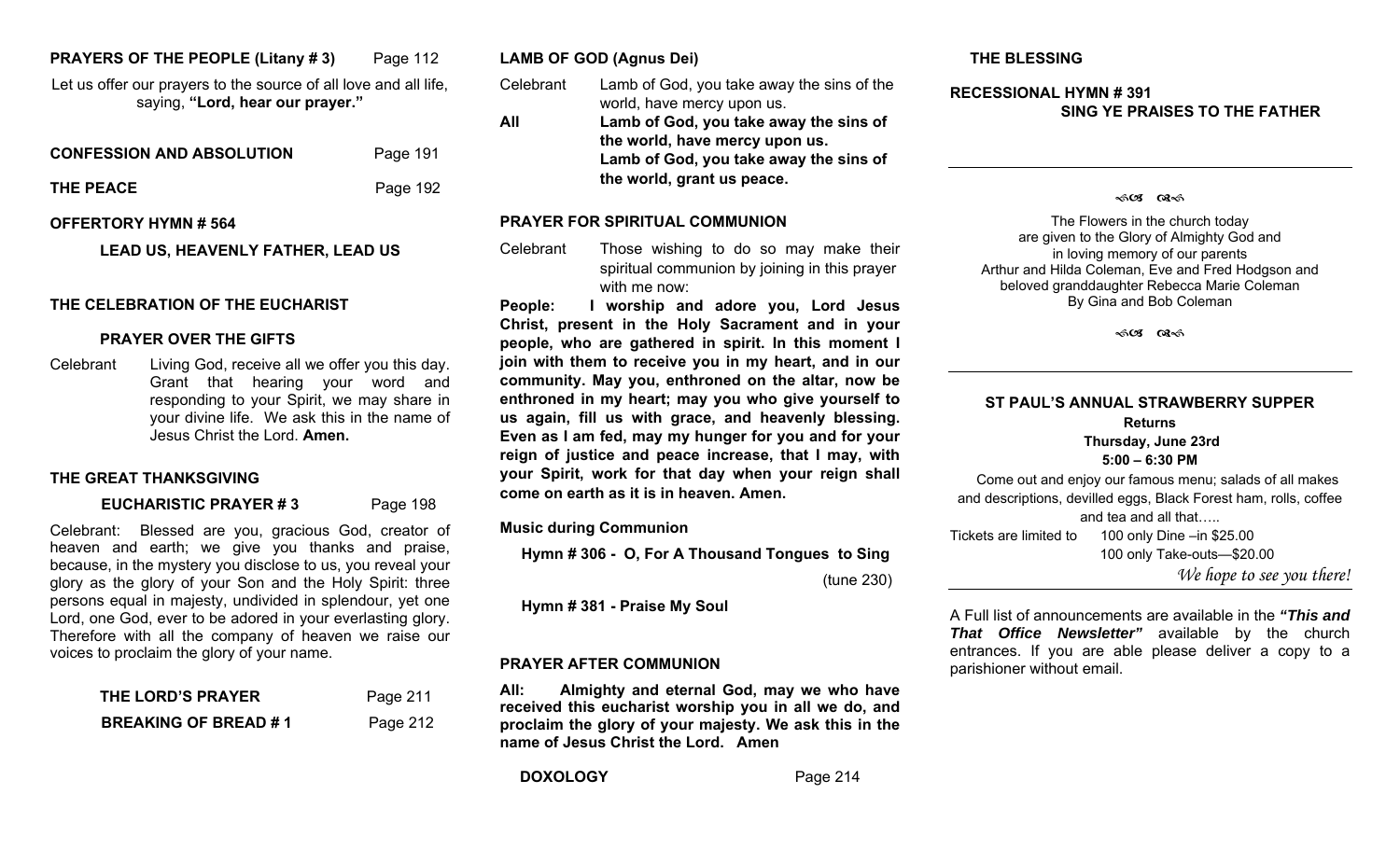**PRAYERS OF THE PEOPLE (Litany # 3)** Page 112

Let us offer our prayers to the source of all love and all life, saying, **"Lord, hear our prayer."**

**CONFESSION AND ABSOLUTION** Page 191

**THE PEACE** Page 192

**OFFERTORY HYMN # 564**

**LEAD US, HEAVENLY FATHER, LEAD US**

**THE CELEBRATION OF THE EUCHARIST**

**PRAYER OVER THE GIFTS**

Celebrant Living God, receive all we offer you this day. Grant that hearing your word and responding to your Spirit, we may share in your divine life. We ask this in the name of Jesus Christ the Lord. **Amen.**

**THE GREAT THANKSGIVING**

**EUCHARISTIC PRAYER # 3** Page 198

Celebrant: Blessed are you, gracious God, creator of heaven and earth; we give you thanks and praise, because, in the mystery you disclose to us, you reveal your glory as the glory of your Son and the Holy Spirit: three persons equal in majesty, undivided in splendour, yet one Lord, one God, ever to be adored in your everlasting glory. Therefore with all the company of heaven we raise our voices to proclaim the glory of your name.

**THE LORD'S PRAYER** Page 211

**BREAKING OF BREAD # 1** Page 212

**LAMB OF GOD (Agnus Dei)**

Celebrant Lamb of God, you take away the sins of the world, have mercy upon us.

**All Lamb of God, you take away the sins of the world, have mercy upon us.**
**Lamb of God, you take away the sins of the world, grant us peace.**

**PRAYER FOR SPIRITUAL COMMUNION**

Celebrant Those wishing to do so may make their spiritual communion by joining in this prayer with me now:

**People: I worship and adore you, Lord Jesus Christ, present in the Holy Sacrament and in your people, who are gathered in spirit. In this moment I join with them to receive you in my heart, and in our community. May you, enthroned on the altar, now be enthroned in my heart; may you who give yourself to us again, fill us with grace, and heavenly blessing. Even as I am fed, may my hunger for you and for your reign of justice and peace increase, that I may, with your Spirit, work for that day when your reign shall come on earth as it is in heaven. Amen.**

**Music during Communion**

**Hymn # 306 - O, For A Thousand Tongues to Sing** (tune 230)

**Hymn # 381 - Praise My Soul**

**PRAYER AFTER COMMUNION**

**All: Almighty and eternal God, may we who have received this eucharist worship you in all we do, and proclaim the glory of your majesty. We ask this in the name of Jesus Christ the Lord. Amen**

**DOXOLOGY** Page 214

**THE BLESSING**

**RECESSIONAL HYMN # 391**
**SING YE PRAISES TO THE FATHER**

---

The Flowers in the church today
are given to the Glory of Almighty God and
in loving memory of our parents
Arthur and Hilda Coleman, Eve and Fred Hodgson and
beloved granddaughter Rebecca Marie Coleman
By Gina and Bob Coleman

---

**ST PAUL'S ANNUAL STRAWBERRY SUPPER**
**Returns**
**Thursday, June 23rd**
**5:00 – 6:30 PM**

Come out and enjoy our famous menu; salads of all makes and descriptions, devilled eggs, Black Forest ham, rolls, coffee and tea and all that…..

Tickets are limited to 100 only Dine –in $25.00
100 only Take-outs—$20.00

*We hope to see you there!*

---

A Full list of announcements are available in the ***"This and That Office Newsletter"*** available by the church entrances. If you are able please deliver a copy to a parishioner without email.